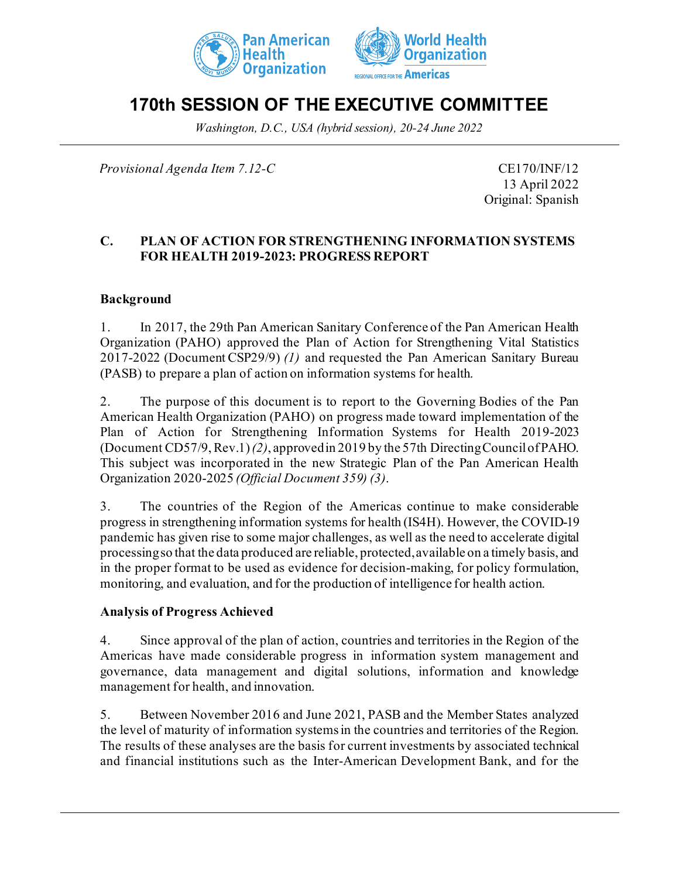Pan American Health Organization | World Health Organization — Regional Office for the Americas

# 170th SESSION OF THE EXECUTIVE COMMITTEE

*Washington, D.C., USA (hybrid session), 20-24 June 2022*

---

*Provisional Agenda Item 7.12-C*

CE170/INF/12
13 April 2022
Original: Spanish

## C. PLAN OF ACTION FOR STRENGTHENING INFORMATION SYSTEMS FOR HEALTH 2019-2023: PROGRESS REPORT

### Background

1. In 2017, the 29th Pan American Sanitary Conference of the Pan American Health Organization (PAHO) approved the Plan of Action for Strengthening Vital Statistics 2017-2022 (Document CSP29/9) *(1)* and requested the Pan American Sanitary Bureau (PASB) to prepare a plan of action on information systems for health.

2. The purpose of this document is to report to the Governing Bodies of the Pan American Health Organization (PAHO) on progress made toward implementation of the Plan of Action for Strengthening Information Systems for Health 2019-2023 (Document CD57/9, Rev.1) *(2)*, approved in 2019 by the 57th Directing Council of PAHO. This subject was incorporated in the new Strategic Plan of the Pan American Health Organization 2020-2025 *(Official Document 359) (3)*.

3. The countries of the Region of the Americas continue to make considerable progress in strengthening information systems for health (IS4H). However, the COVID-19 pandemic has given rise to some major challenges, as well as the need to accelerate digital processing so that the data produced are reliable, protected, available on a timely basis, and in the proper format to be used as evidence for decision-making, for policy formulation, monitoring, and evaluation, and for the production of intelligence for health action.

### Analysis of Progress Achieved

4. Since approval of the plan of action, countries and territories in the Region of the Americas have made considerable progress in information system management and governance, data management and digital solutions, information and knowledge management for health, and innovation.

5. Between November 2016 and June 2021, PASB and the Member States analyzed the level of maturity of information systems in the countries and territories of the Region. The results of these analyses are the basis for current investments by associated technical and financial institutions such as the Inter-American Development Bank, and for the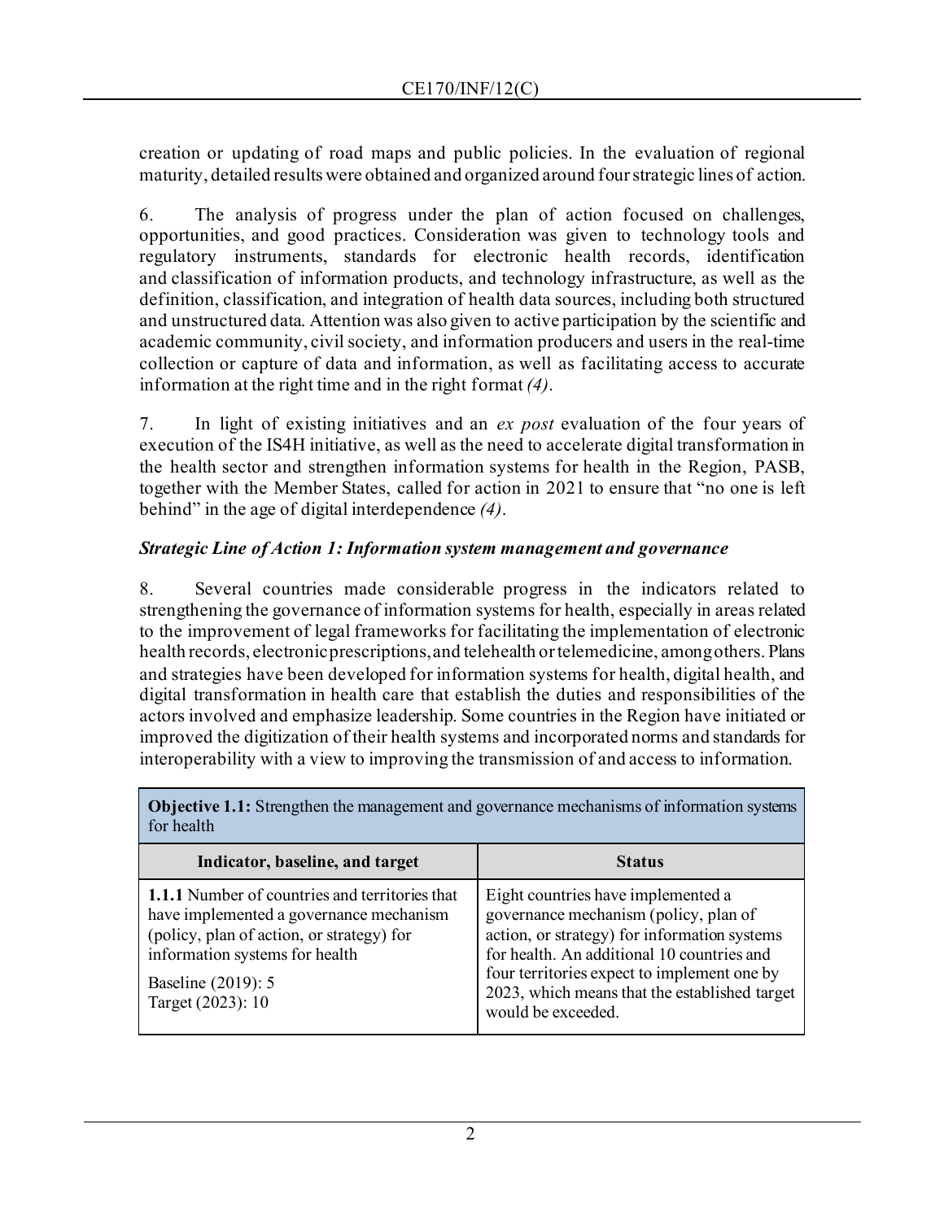creation or updating of road maps and public policies. In the evaluation of regional maturity, detailed results were obtained and organized around four strategic lines of action.

6. The analysis of progress under the plan of action focused on challenges, opportunities, and good practices. Consideration was given to technology tools and regulatory instruments, standards for electronic health records, identification and classification of information products, and technology infrastructure, as well as the definition, classification, and integration of health data sources, including both structured and unstructured data. Attention was also given to active participation by the scientific and academic community, civil society, and information producers and users in the real-time collection or capture of data and information, as well as facilitating access to accurate information at the right time and in the right format *(4)*.

7. In light of existing initiatives and an *ex post* evaluation of the four years of execution of the IS4H initiative, as well as the need to accelerate digital transformation in the health sector and strengthen information systems for health in the Region, PASB, together with the Member States, called for action in 2021 to ensure that "no one is left behind" in the age of digital interdependence *(4)*.

### *Strategic Line of Action 1: Information system management and governance*

8. Several countries made considerable progress in the indicators related to strengthening the governance of information systems for health, especially in areas related to the improvement of legal frameworks for facilitating the implementation of electronic health records, electronic prescriptions, and telehealth or telemedicine, among others. Plans and strategies have been developed for information systems for health, digital health, and digital transformation in health care that establish the duties and responsibilities of the actors involved and emphasize leadership. Some countries in the Region have initiated or improved the digitization of their health systems and incorporated norms and standards for interoperability with a view to improving the transmission of and access to information.

| **Objective 1.1:** Strengthen the management and governance mechanisms of information systems for health | |
|---|---|
| **Indicator, baseline, and target** | **Status** |
| **1.1.1** Number of countries and territories that have implemented a governance mechanism (policy, plan of action, or strategy) for information systems for health<br><br>Baseline (2019): 5<br>Target (2023): 10 | Eight countries have implemented a governance mechanism (policy, plan of action, or strategy) for information systems for health. An additional 10 countries and four territories expect to implement one by 2023, which means that the established target would be exceeded. |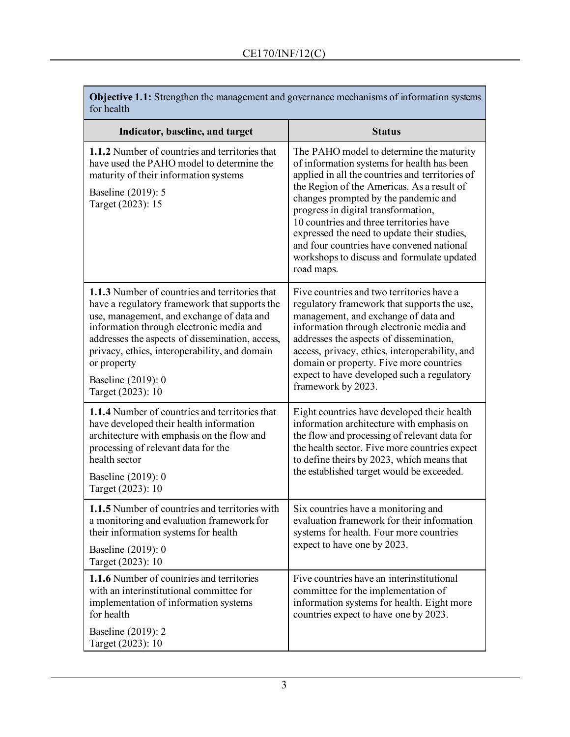| **Objective 1.1:** Strengthen the management and governance mechanisms of information systems for health | |
|---|---|
| **Indicator, baseline, and target** | **Status** |
| **1.1.2** Number of countries and territories that have used the PAHO model to determine the maturity of their information systems<br><br>Baseline (2019): 5<br>Target (2023): 15 | The PAHO model to determine the maturity of information systems for health has been applied in all the countries and territories of the Region of the Americas. As a result of changes prompted by the pandemic and progress in digital transformation, 10 countries and three territories have expressed the need to update their studies, and four countries have convened national workshops to discuss and formulate updated road maps. |
| **1.1.3** Number of countries and territories that have a regulatory framework that supports the use, management, and exchange of data and information through electronic media and addresses the aspects of dissemination, access, privacy, ethics, interoperability, and domain or property<br><br>Baseline (2019): 0<br>Target (2023): 10 | Five countries and two territories have a regulatory framework that supports the use, management, and exchange of data and information through electronic media and addresses the aspects of dissemination, access, privacy, ethics, interoperability, and domain or property. Five more countries expect to have developed such a regulatory framework by 2023. |
| **1.1.4** Number of countries and territories that have developed their health information architecture with emphasis on the flow and processing of relevant data for the health sector<br><br>Baseline (2019): 0<br>Target (2023): 10 | Eight countries have developed their health information architecture with emphasis on the flow and processing of relevant data for the health sector. Five more countries expect to define theirs by 2023, which means that the established target would be exceeded. |
| **1.1.5** Number of countries and territories with a monitoring and evaluation framework for their information systems for health<br><br>Baseline (2019): 0<br>Target (2023): 10 | Six countries have a monitoring and evaluation framework for their information systems for health. Four more countries expect to have one by 2023. |
| **1.1.6** Number of countries and territories with an interinstitutional committee for implementation of information systems for health<br><br>Baseline (2019): 2<br>Target (2023): 10 | Five countries have an interinstitutional committee for the implementation of information systems for health. Eight more countries expect to have one by 2023. |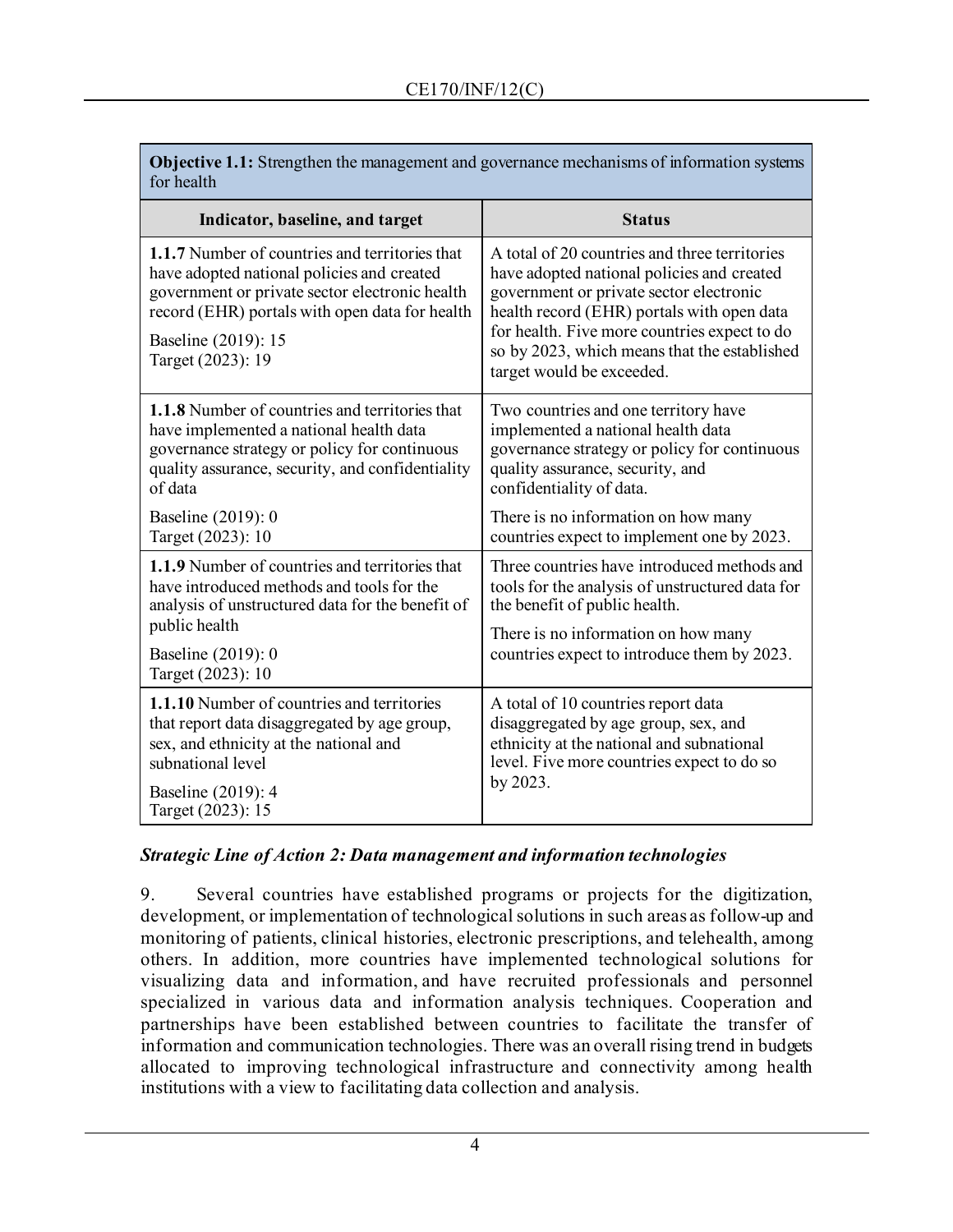| **Objective 1.1:** Strengthen the management and governance mechanisms of information systems for health | |
|---|---|
| **Indicator, baseline, and target** | **Status** |
| **1.1.7** Number of countries and territories that have adopted national policies and created government or private sector electronic health record (EHR) portals with open data for health<br><br>Baseline (2019): 15<br>Target (2023): 19 | A total of 20 countries and three territories have adopted national policies and created government or private sector electronic health record (EHR) portals with open data for health. Five more countries expect to do so by 2023, which means that the established target would be exceeded. |
| **1.1.8** Number of countries and territories that have implemented a national health data governance strategy or policy for continuous quality assurance, security, and confidentiality of data<br><br>Baseline (2019): 0<br>Target (2023): 10 | Two countries and one territory have implemented a national health data governance strategy or policy for continuous quality assurance, security, and confidentiality of data.<br><br>There is no information on how many countries expect to implement one by 2023. |
| **1.1.9** Number of countries and territories that have introduced methods and tools for the analysis of unstructured data for the benefit of public health<br><br>Baseline (2019): 0<br>Target (2023): 10 | Three countries have introduced methods and tools for the analysis of unstructured data for the benefit of public health.<br><br>There is no information on how many countries expect to introduce them by 2023. |
| **1.1.10** Number of countries and territories that report data disaggregated by age group, sex, and ethnicity at the national and subnational level<br><br>Baseline (2019): 4<br>Target (2023): 15 | A total of 10 countries report data disaggregated by age group, sex, and ethnicity at the national and subnational level. Five more countries expect to do so by 2023. |

***Strategic Line of Action 2: Data management and information technologies***

9. Several countries have established programs or projects for the digitization, development, or implementation of technological solutions in such areas as follow-up and monitoring of patients, clinical histories, electronic prescriptions, and telehealth, among others. In addition, more countries have implemented technological solutions for visualizing data and information, and have recruited professionals and personnel specialized in various data and information analysis techniques. Cooperation and partnerships have been established between countries to facilitate the transfer of information and communication technologies. There was an overall rising trend in budgets allocated to improving technological infrastructure and connectivity among health institutions with a view to facilitating data collection and analysis.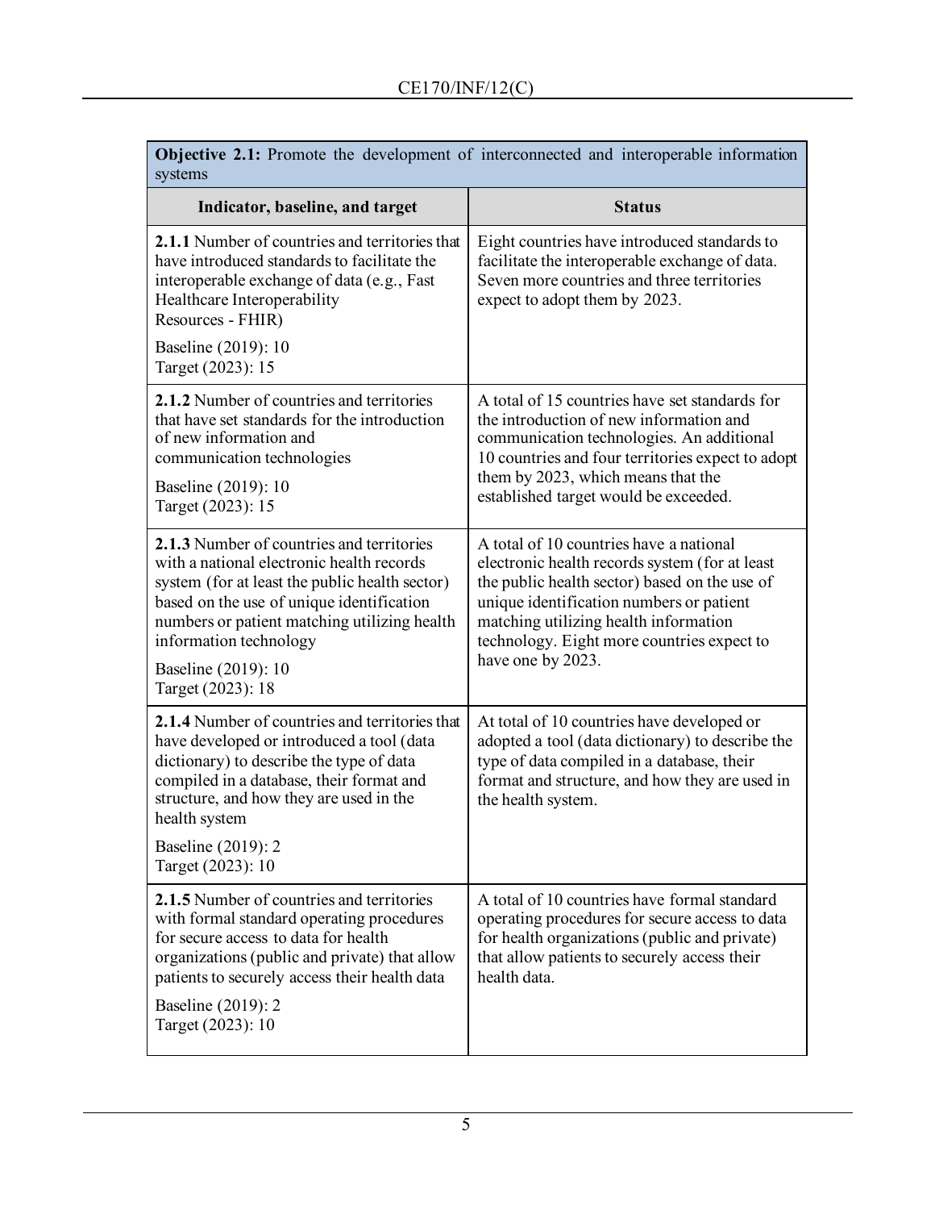| **Objective 2.1:** Promote the development of interconnected and interoperable information systems | |
|---|---|
| **Indicator, baseline, and target** | **Status** |
| **2.1.1** Number of countries and territories that have introduced standards to facilitate the interoperable exchange of data (e.g., Fast Healthcare Interoperability Resources - FHIR)<br><br>Baseline (2019): 10<br>Target (2023): 15 | Eight countries have introduced standards to facilitate the interoperable exchange of data. Seven more countries and three territories expect to adopt them by 2023. |
| **2.1.2** Number of countries and territories that have set standards for the introduction of new information and communication technologies<br><br>Baseline (2019): 10<br>Target (2023): 15 | A total of 15 countries have set standards for the introduction of new information and communication technologies. An additional 10 countries and four territories expect to adopt them by 2023, which means that the established target would be exceeded. |
| **2.1.3** Number of countries and territories with a national electronic health records system (for at least the public health sector) based on the use of unique identification numbers or patient matching utilizing health information technology<br><br>Baseline (2019): 10<br>Target (2023): 18 | A total of 10 countries have a national electronic health records system (for at least the public health sector) based on the use of unique identification numbers or patient matching utilizing health information technology. Eight more countries expect to have one by 2023. |
| **2.1.4** Number of countries and territories that have developed or introduced a tool (data dictionary) to describe the type of data compiled in a database, their format and structure, and how they are used in the health system<br><br>Baseline (2019): 2<br>Target (2023): 10 | At total of 10 countries have developed or adopted a tool (data dictionary) to describe the type of data compiled in a database, their format and structure, and how they are used in the health system. |
| **2.1.5** Number of countries and territories with formal standard operating procedures for secure access to data for health organizations (public and private) that allow patients to securely access their health data<br><br>Baseline (2019): 2<br>Target (2023): 10 | A total of 10 countries have formal standard operating procedures for secure access to data for health organizations (public and private) that allow patients to securely access their health data. |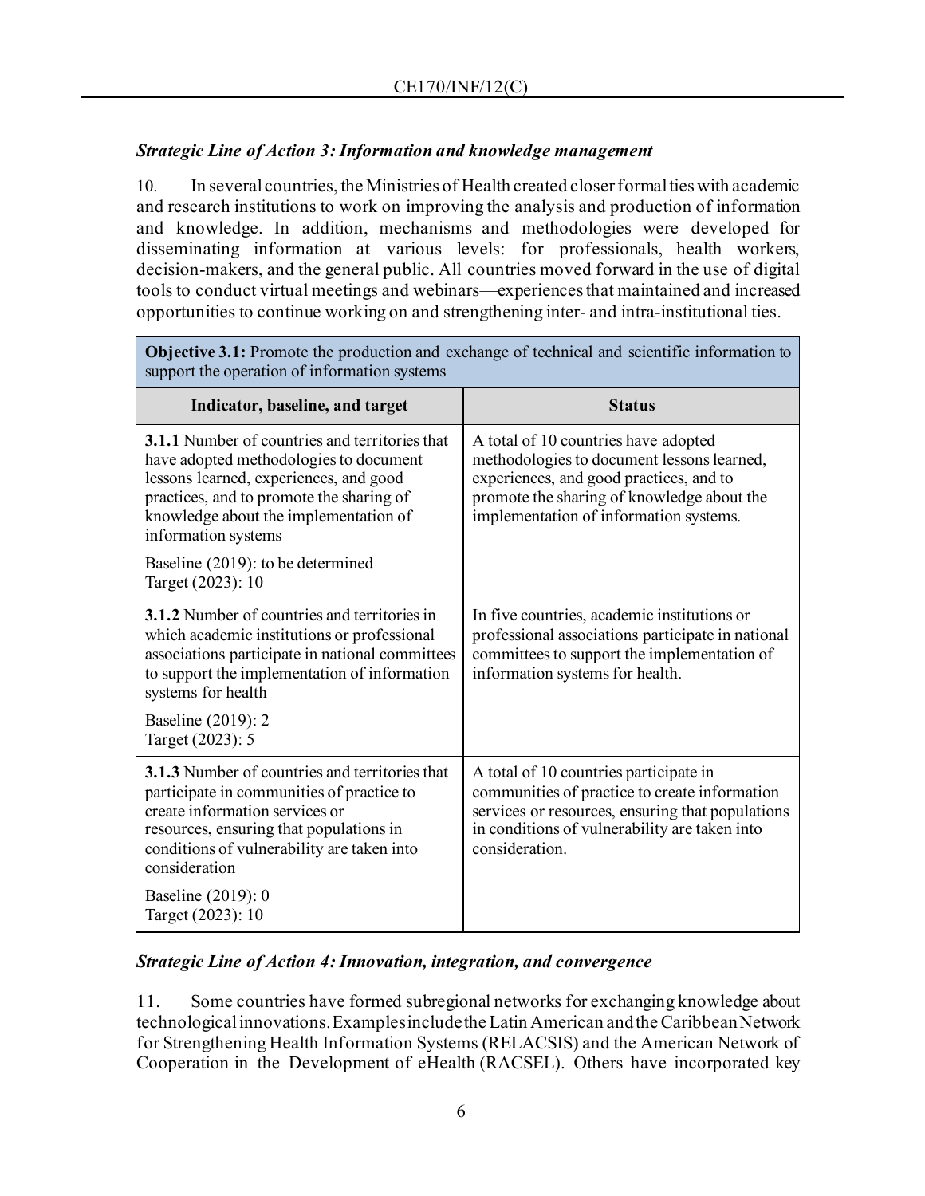### *Strategic Line of Action 3: Information and knowledge management*

10. In several countries, the Ministries of Health created closer formal ties with academic and research institutions to work on improving the analysis and production of information and knowledge. In addition, mechanisms and methodologies were developed for disseminating information at various levels: for professionals, health workers, decision-makers, and the general public. All countries moved forward in the use of digital tools to conduct virtual meetings and webinars—experiences that maintained and increased opportunities to continue working on and strengthening inter- and intra-institutional ties.

| **Objective 3.1:** Promote the production and exchange of technical and scientific information to support the operation of information systems | |
|---|---|
| **Indicator, baseline, and target** | **Status** |
| **3.1.1** Number of countries and territories that have adopted methodologies to document lessons learned, experiences, and good practices, and to promote the sharing of knowledge about the implementation of information systems<br><br>Baseline (2019): to be determined<br>Target (2023): 10 | A total of 10 countries have adopted methodologies to document lessons learned, experiences, and good practices, and to promote the sharing of knowledge about the implementation of information systems. |
| **3.1.2** Number of countries and territories in which academic institutions or professional associations participate in national committees to support the implementation of information systems for health<br><br>Baseline (2019): 2<br>Target (2023): 5 | In five countries, academic institutions or professional associations participate in national committees to support the implementation of information systems for health. |
| **3.1.3** Number of countries and territories that participate in communities of practice to create information services or resources, ensuring that populations in conditions of vulnerability are taken into consideration<br><br>Baseline (2019): 0<br>Target (2023): 10 | A total of 10 countries participate in communities of practice to create information services or resources, ensuring that populations in conditions of vulnerability are taken into consideration. |

### *Strategic Line of Action 4: Innovation, integration, and convergence*

11. Some countries have formed subregional networks for exchanging knowledge about technological innovations. Examples include the Latin American and the Caribbean Network for Strengthening Health Information Systems (RELACSIS) and the American Network of Cooperation in the Development of eHealth (RACSEL). Others have incorporated key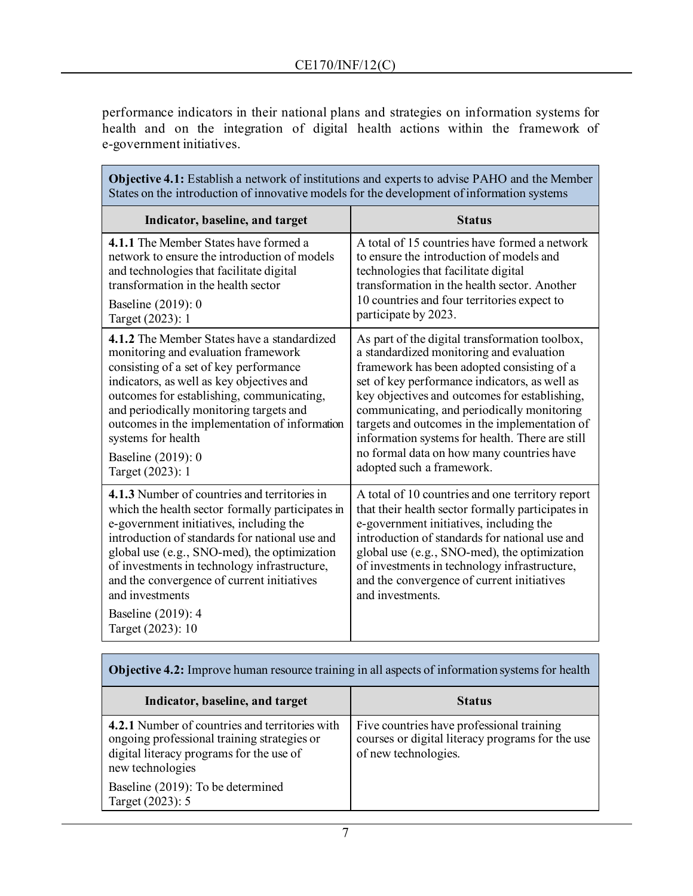performance indicators in their national plans and strategies on information systems for health and on the integration of digital health actions within the framework of e-government initiatives.

| **Objective 4.1:** Establish a network of institutions and experts to advise PAHO and the Member States on the introduction of innovative models for the development of information systems | |
|---|---|
| **Indicator, baseline, and target** | **Status** |
| **4.1.1** The Member States have formed a network to ensure the introduction of models and technologies that facilitate digital transformation in the health sector<br>Baseline (2019): 0<br>Target (2023): 1 | A total of 15 countries have formed a network to ensure the introduction of models and technologies that facilitate digital transformation in the health sector. Another 10 countries and four territories expect to participate by 2023. |
| **4.1.2** The Member States have a standardized monitoring and evaluation framework consisting of a set of key performance indicators, as well as key objectives and outcomes for establishing, communicating, and periodically monitoring targets and outcomes in the implementation of information systems for health<br>Baseline (2019): 0<br>Target (2023): 1 | As part of the digital transformation toolbox, a standardized monitoring and evaluation framework has been adopted consisting of a set of key performance indicators, as well as key objectives and outcomes for establishing, communicating, and periodically monitoring targets and outcomes in the implementation of information systems for health. There are still no formal data on how many countries have adopted such a framework. |
| **4.1.3** Number of countries and territories in which the health sector formally participates in e-government initiatives, including the introduction of standards for national use and global use (e.g., SNO-med), the optimization of investments in technology infrastructure, and the convergence of current initiatives and investments<br>Baseline (2019): 4<br>Target (2023): 10 | A total of 10 countries and one territory report that their health sector formally participates in e-government initiatives, including the introduction of standards for national use and global use (e.g., SNO-med), the optimization of investments in technology infrastructure, and the convergence of current initiatives and investments. |

| **Objective 4.2:** Improve human resource training in all aspects of information systems for health | |
|---|---|
| **Indicator, baseline, and target** | **Status** |
| **4.2.1** Number of countries and territories with ongoing professional training strategies or digital literacy programs for the use of new technologies<br>Baseline (2019): To be determined<br>Target (2023): 5 | Five countries have professional training courses or digital literacy programs for the use of new technologies. |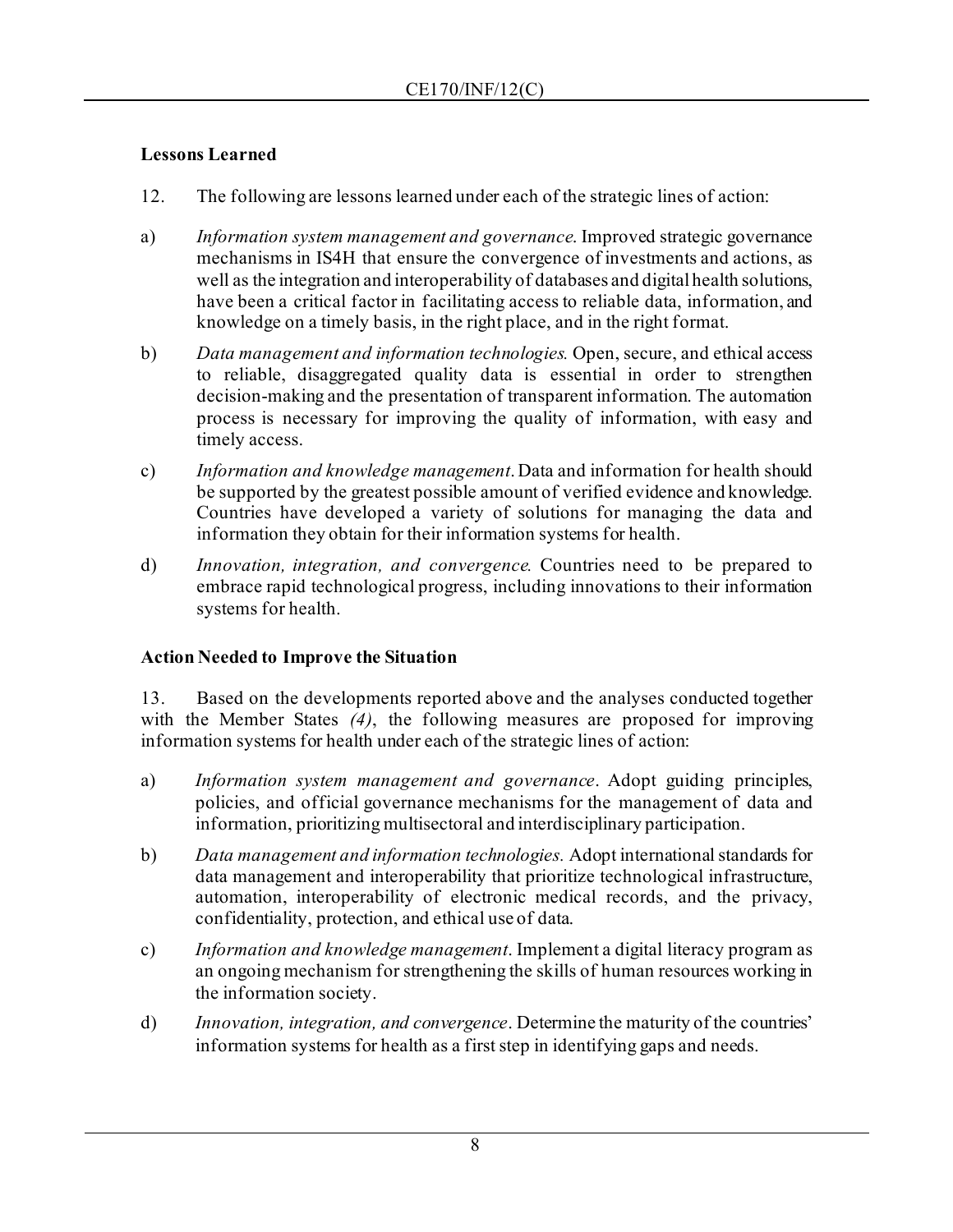### Lessons Learned

12. The following are lessons learned under each of the strategic lines of action:

a) *Information system management and governance*. Improved strategic governance mechanisms in IS4H that ensure the convergence of investments and actions, as well as the integration and interoperability of databases and digital health solutions, have been a critical factor in facilitating access to reliable data, information, and knowledge on a timely basis, in the right place, and in the right format.

b) *Data management and information technologies*. Open, secure, and ethical access to reliable, disaggregated quality data is essential in order to strengthen decision-making and the presentation of transparent information. The automation process is necessary for improving the quality of information, with easy and timely access.

c) *Information and knowledge management*. Data and information for health should be supported by the greatest possible amount of verified evidence and knowledge. Countries have developed a variety of solutions for managing the data and information they obtain for their information systems for health.

d) *Innovation, integration, and convergence*. Countries need to be prepared to embrace rapid technological progress, including innovations to their information systems for health.

### Action Needed to Improve the Situation

13. Based on the developments reported above and the analyses conducted together with the Member States *(4)*, the following measures are proposed for improving information systems for health under each of the strategic lines of action:

a) *Information system management and governance*. Adopt guiding principles, policies, and official governance mechanisms for the management of data and information, prioritizing multisectoral and interdisciplinary participation.

b) *Data management and information technologies.* Adopt international standards for data management and interoperability that prioritize technological infrastructure, automation, interoperability of electronic medical records, and the privacy, confidentiality, protection, and ethical use of data.

c) *Information and knowledge management*. Implement a digital literacy program as an ongoing mechanism for strengthening the skills of human resources working in the information society.

d) *Innovation, integration, and convergence*. Determine the maturity of the countries' information systems for health as a first step in identifying gaps and needs.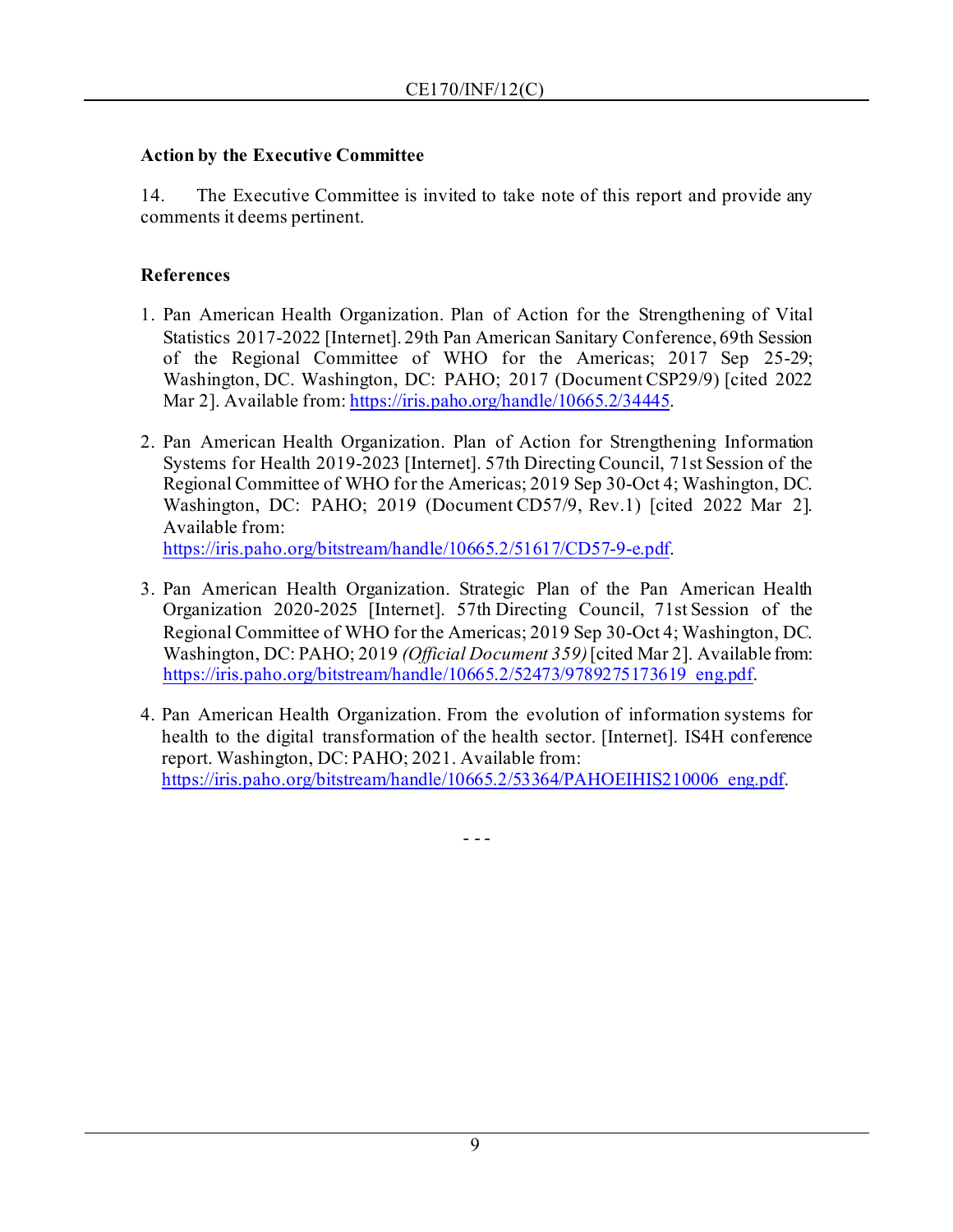### Action by the Executive Committee

14. The Executive Committee is invited to take note of this report and provide any comments it deems pertinent.

### References

1. Pan American Health Organization. Plan of Action for the Strengthening of Vital Statistics 2017-2022 [Internet]. 29th Pan American Sanitary Conference, 69th Session of the Regional Committee of WHO for the Americas; 2017 Sep 25-29; Washington, DC. Washington, DC: PAHO; 2017 (Document CSP29/9) [cited 2022 Mar 2]. Available from: https://iris.paho.org/handle/10665.2/34445.

2. Pan American Health Organization. Plan of Action for Strengthening Information Systems for Health 2019-2023 [Internet]. 57th Directing Council, 71st Session of the Regional Committee of WHO for the Americas; 2019 Sep 30-Oct 4; Washington, DC. Washington, DC: PAHO; 2019 (Document CD57/9, Rev.1) [cited 2022 Mar 2]. Available from: https://iris.paho.org/bitstream/handle/10665.2/51617/CD57-9-e.pdf.

3. Pan American Health Organization. Strategic Plan of the Pan American Health Organization 2020-2025 [Internet]. 57th Directing Council, 71st Session of the Regional Committee of WHO for the Americas; 2019 Sep 30-Oct 4; Washington, DC. Washington, DC: PAHO; 2019 *(Official Document 359)* [cited Mar 2]. Available from: https://iris.paho.org/bitstream/handle/10665.2/52473/9789275173619_eng.pdf.

4. Pan American Health Organization. From the evolution of information systems for health to the digital transformation of the health sector. [Internet]. IS4H conference report. Washington, DC: PAHO; 2021. Available from: https://iris.paho.org/bitstream/handle/10665.2/53364/PAHOEIHIS210006_eng.pdf.

- - -